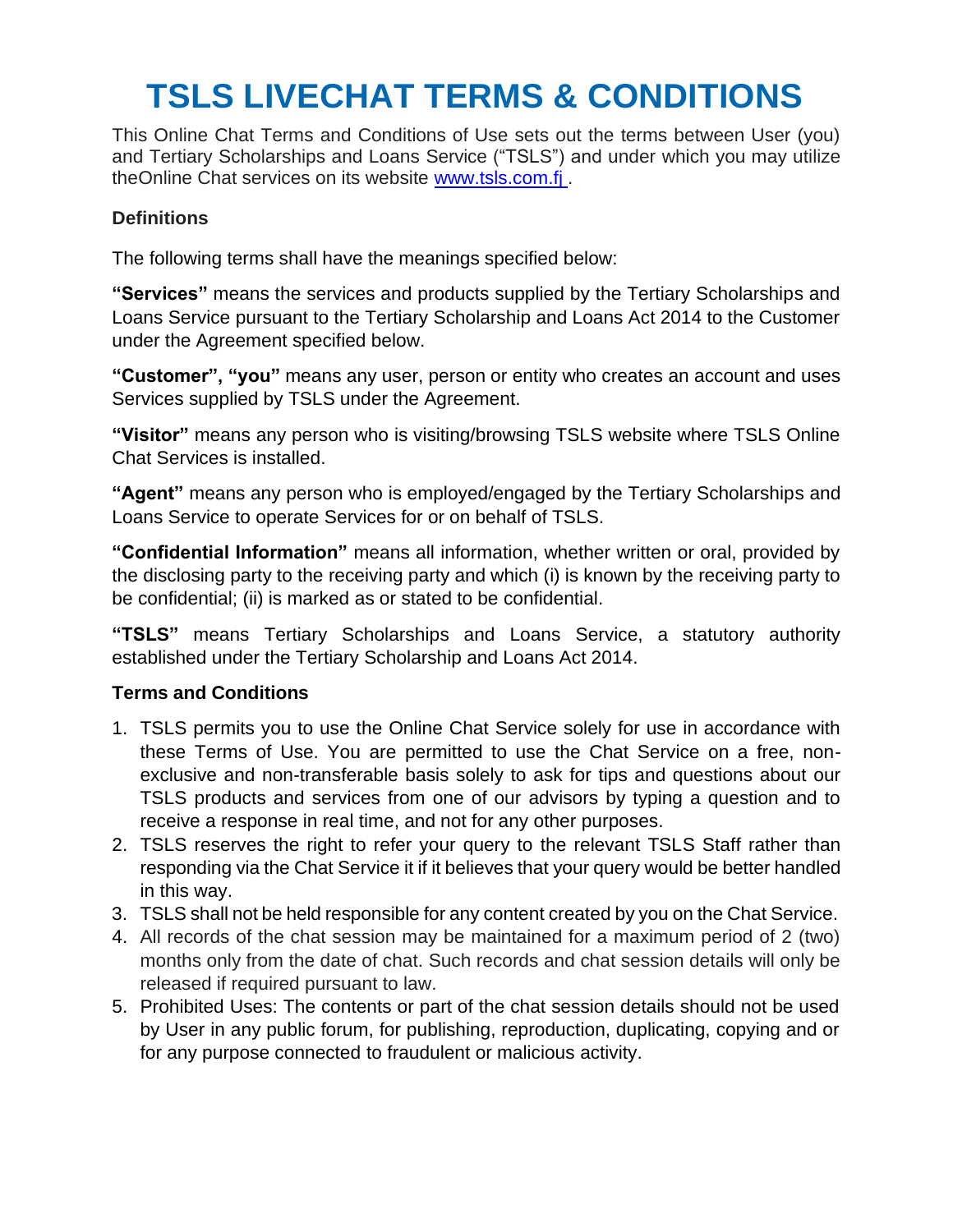# TSLS LIVECHAT TERMS & CONDITIONS

This Online Chat Terms and Conditions of Use sets out the terms between User (you) and Tertiary Scholarships and Loans Service ("TSLS") and under which you may utilize theOnline Chat services on its website [www.tsls.com.fj](www.tsls.com.fj) .

**Definitions**

The following terms shall have the meanings specified below:

**"Services"** means the services and products supplied by the Tertiary Scholarships and Loans Service pursuant to the Tertiary Scholarship and Loans Act 2014 to the Customer under the Agreement specified below.

**"Customer", "you"** means any user, person or entity who creates an account and uses Services supplied by TSLS under the Agreement.

**"Visitor"** means any person who is visiting/browsing TSLS website where TSLS Online Chat Services is installed.

**"Agent"** means any person who is employed/engaged by the Tertiary Scholarships and Loans Service to operate Services for or on behalf of TSLS.

**"Confidential Information"** means all information, whether written or oral, provided by the disclosing party to the receiving party and which (i) is known by the receiving party to be confidential; (ii) is marked as or stated to be confidential.

**"TSLS"** means Tertiary Scholarships and Loans Service, a statutory authority established under the Tertiary Scholarship and Loans Act 2014.

**Terms and Conditions**

1. TSLS permits you to use the Online Chat Service solely for use in accordance with these Terms of Use. You are permitted to use the Chat Service on a free, non-exclusive and non-transferable basis solely to ask for tips and questions about our TSLS products and services from one of our advisors by typing a question and to receive a response in real time, and not for any other purposes.
2. TSLS reserves the right to refer your query to the relevant TSLS Staff rather than responding via the Chat Service it if it believes that your query would be better handled in this way.
3. TSLS shall not be held responsible for any content created by you on the Chat Service.
4. All records of the chat session may be maintained for a maximum period of 2 (two) months only from the date of chat. Such records and chat session details will only be released if required pursuant to law.
5. Prohibited Uses: The contents or part of the chat session details should not be used by User in any public forum, for publishing, reproduction, duplicating, copying and or for any purpose connected to fraudulent or malicious activity.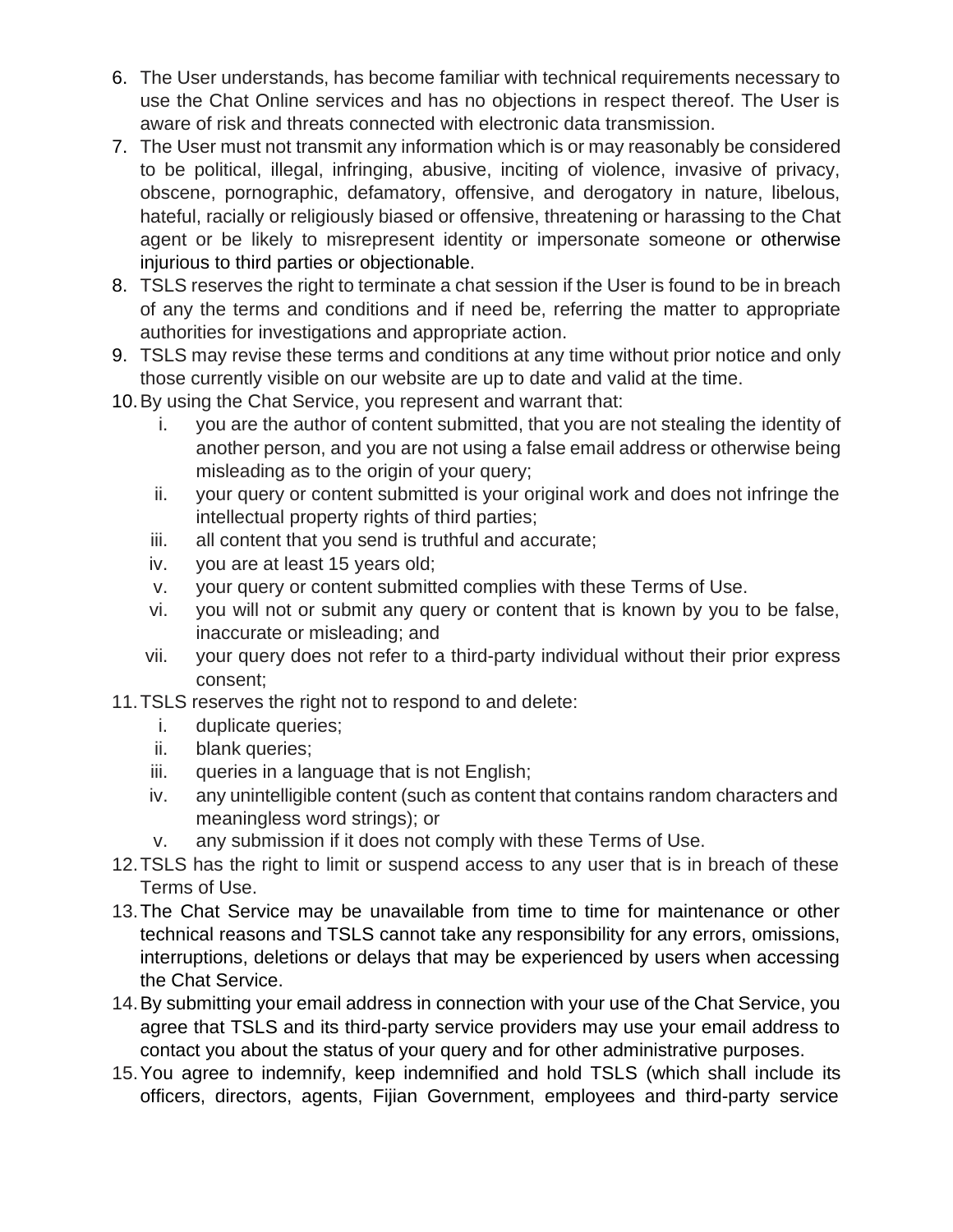6. The User understands, has become familiar with technical requirements necessary to use the Chat Online services and has no objections in respect thereof. The User is aware of risk and threats connected with electronic data transmission.
7. The User must not transmit any information which is or may reasonably be considered to be political, illegal, infringing, abusive, inciting of violence, invasive of privacy, obscene, pornographic, defamatory, offensive, and derogatory in nature, libelous, hateful, racially or religiously biased or offensive, threatening or harassing to the Chat agent or be likely to misrepresent identity or impersonate someone or otherwise injurious to third parties or objectionable.
8. TSLS reserves the right to terminate a chat session if the User is found to be in breach of any the terms and conditions and if need be, referring the matter to appropriate authorities for investigations and appropriate action.
9. TSLS may revise these terms and conditions at any time without prior notice and only those currently visible on our website are up to date and valid at the time.
10. By using the Chat Service, you represent and warrant that:
    i. you are the author of content submitted, that you are not stealing the identity of another person, and you are not using a false email address or otherwise being misleading as to the origin of your query;
    ii. your query or content submitted is your original work and does not infringe the intellectual property rights of third parties;
    iii. all content that you send is truthful and accurate;
    iv. you are at least 15 years old;
    v. your query or content submitted complies with these Terms of Use.
    vi. you will not or submit any query or content that is known by you to be false, inaccurate or misleading; and
    vii. your query does not refer to a third-party individual without their prior express consent;
11. TSLS reserves the right not to respond to and delete:
    i. duplicate queries;
    ii. blank queries;
    iii. queries in a language that is not English;
    iv. any unintelligible content (such as content that contains random characters and meaningless word strings); or
    v. any submission if it does not comply with these Terms of Use.
12. TSLS has the right to limit or suspend access to any user that is in breach of these Terms of Use.
13. The Chat Service may be unavailable from time to time for maintenance or other technical reasons and TSLS cannot take any responsibility for any errors, omissions, interruptions, deletions or delays that may be experienced by users when accessing the Chat Service.
14. By submitting your email address in connection with your use of the Chat Service, you agree that TSLS and its third-party service providers may use your email address to contact you about the status of your query and for other administrative purposes.
15. You agree to indemnify, keep indemnified and hold TSLS (which shall include its officers, directors, agents, Fijian Government, employees and third-party service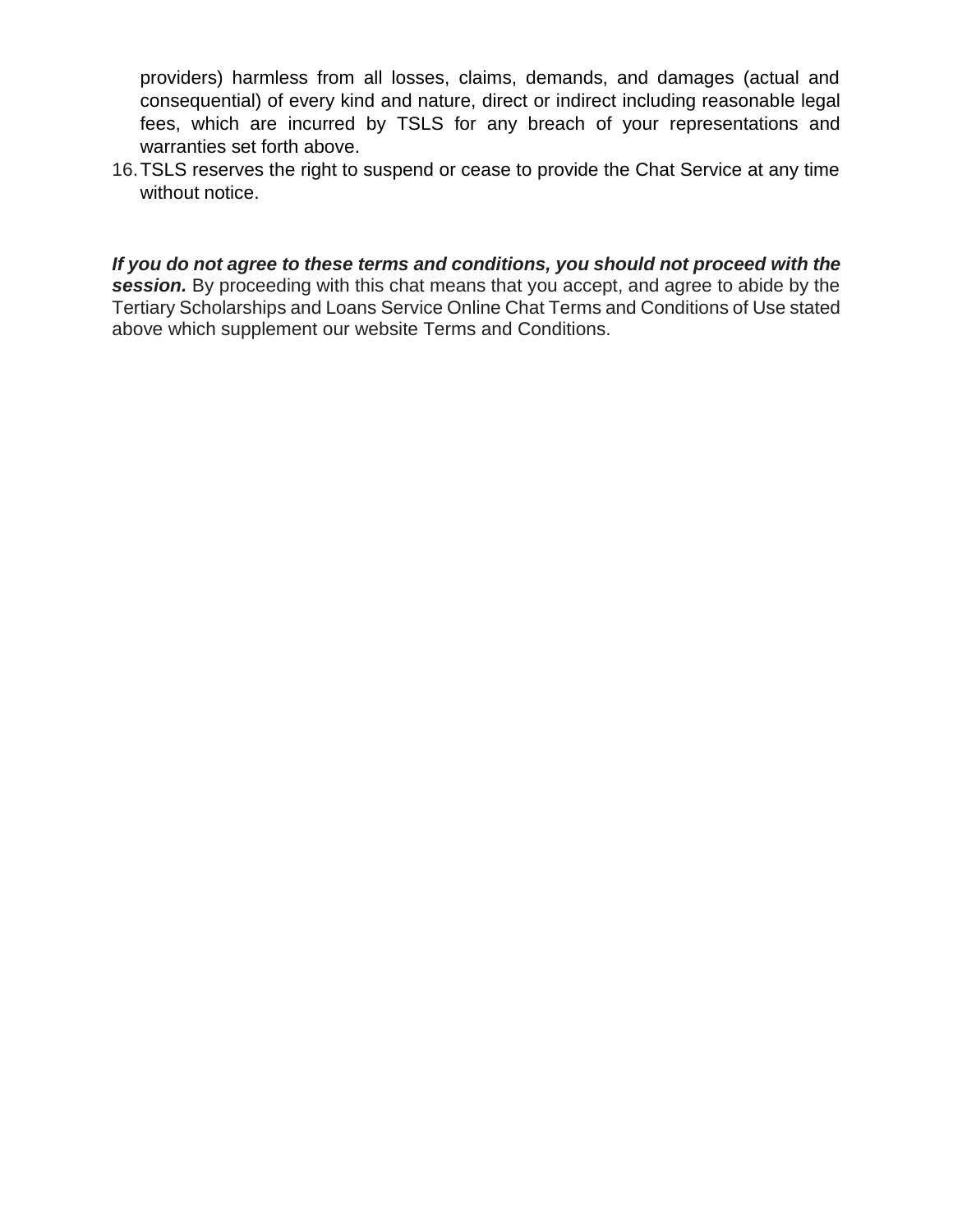providers) harmless from all losses, claims, demands, and damages (actual and consequential) of every kind and nature, direct or indirect including reasonable legal fees, which are incurred by TSLS for any breach of your representations and warranties set forth above.

16. TSLS reserves the right to suspend or cease to provide the Chat Service at any time without notice.

***If you do not agree to these terms and conditions, you should not proceed with the session.*** By proceeding with this chat means that you accept, and agree to abide by the Tertiary Scholarships and Loans Service Online Chat Terms and Conditions of Use stated above which supplement our website Terms and Conditions.